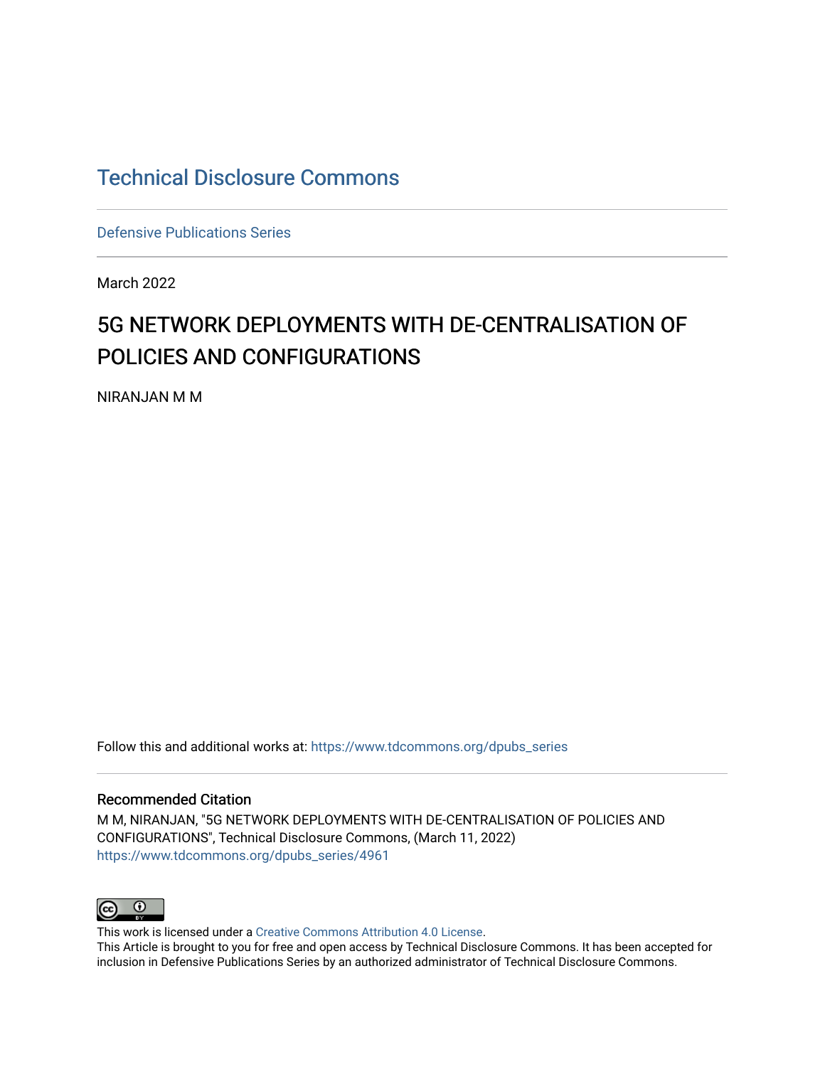# Technical Disclosure Commons

Defensive Publications Series

March 2022

## 5G NETWORK DEPLOYMENTS WITH DE-CENTRALISATION OF POLICIES AND CONFIGURATIONS

NIRANJAN M M

Follow this and additional works at: https://www.tdcommons.org/dpubs_series

### Recommended Citation

M M, NIRANJAN, "5G NETWORK DEPLOYMENTS WITH DE-CENTRALISATION OF POLICIES AND CONFIGURATIONS", Technical Disclosure Commons, (March 11, 2022)
https://www.tdcommons.org/dpubs_series/4961

This work is licensed under a Creative Commons Attribution 4.0 License.
This Article is brought to you for free and open access by Technical Disclosure Commons. It has been accepted for inclusion in Defensive Publications Series by an authorized administrator of Technical Disclosure Commons.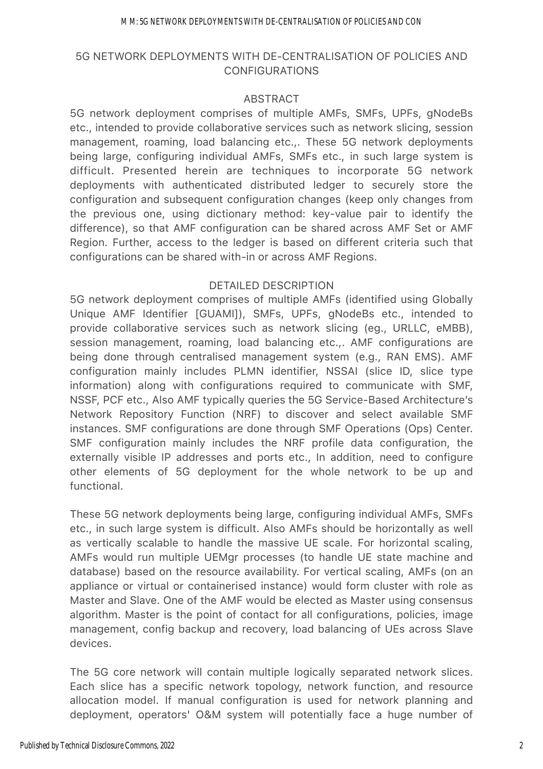# 5G NETWORK DEPLOYMENTS WITH DE-CENTRALISATION OF POLICIES AND CONFIGURATIONS

## ABSTRACT

5G network deployment comprises of multiple AMFs, SMFs, UPFs, gNodeBs etc., intended to provide collaborative services such as network slicing, session management, roaming, load balancing etc.,. These 5G network deployments being large, configuring individual AMFs, SMFs etc., in such large system is difficult. Presented herein are techniques to incorporate 5G network deployments with authenticated distributed ledger to securely store the configuration and subsequent configuration changes (keep only changes from the previous one, using dictionary method: key-value pair to identify the difference), so that AMF configuration can be shared across AMF Set or AMF Region. Further, access to the ledger is based on different criteria such that configurations can be shared with-in or across AMF Regions.

## DETAILED DESCRIPTION

5G network deployment comprises of multiple AMFs (identified using Globally Unique AMF Identifier [GUAMI]), SMFs, UPFs, gNodeBs etc., intended to provide collaborative services such as network slicing (eg., URLLC, eMBB), session management, roaming, load balancing etc.,. AMF configurations are being done through centralised management system (e.g., RAN EMS). AMF configuration mainly includes PLMN identifier, NSSAI (slice ID, slice type information) along with configurations required to communicate with SMF, NSSF, PCF etc., Also AMF typically queries the 5G Service-Based Architecture's Network Repository Function (NRF) to discover and select available SMF instances. SMF configurations are done through SMF Operations (Ops) Center. SMF configuration mainly includes the NRF profile data configuration, the externally visible IP addresses and ports etc., In addition, need to configure other elements of 5G deployment for the whole network to be up and functional.

These 5G network deployments being large, configuring individual AMFs, SMFs etc., in such large system is difficult. Also AMFs should be horizontally as well as vertically scalable to handle the massive UE scale. For horizontal scaling, AMFs would run multiple UEMgr processes (to handle UE state machine and database) based on the resource availability. For vertical scaling, AMFs (on an appliance or virtual or containerised instance) would form cluster with role as Master and Slave. One of the AMF would be elected as Master using consensus algorithm. Master is the point of contact for all configurations, policies, image management, config backup and recovery, load balancing of UEs across Slave devices.

The 5G core network will contain multiple logically separated network slices. Each slice has a specific network topology, network function, and resource allocation model. If manual configuration is used for network planning and deployment, operators' O&M system will potentially face a huge number of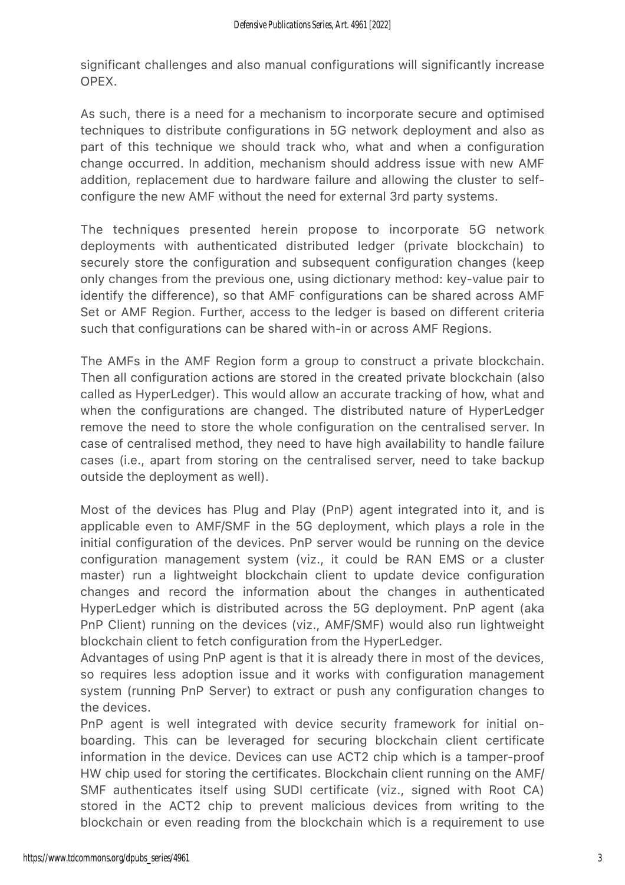significant challenges and also manual configurations will significantly increase OPEX.

As such, there is a need for a mechanism to incorporate secure and optimised techniques to distribute configurations in 5G network deployment and also as part of this technique we should track who, what and when a configuration change occurred. In addition, mechanism should address issue with new AMF addition, replacement due to hardware failure and allowing the cluster to self-configure the new AMF without the need for external 3rd party systems.

The techniques presented herein propose to incorporate 5G network deployments with authenticated distributed ledger (private blockchain) to securely store the configuration and subsequent configuration changes (keep only changes from the previous one, using dictionary method: key-value pair to identify the difference), so that AMF configurations can be shared across AMF Set or AMF Region. Further, access to the ledger is based on different criteria such that configurations can be shared with-in or across AMF Regions.

The AMFs in the AMF Region form a group to construct a private blockchain. Then all configuration actions are stored in the created private blockchain (also called as HyperLedger). This would allow an accurate tracking of how, what and when the configurations are changed. The distributed nature of HyperLedger remove the need to store the whole configuration on the centralised server. In case of centralised method, they need to have high availability to handle failure cases (i.e., apart from storing on the centralised server, need to take backup outside the deployment as well).

Most of the devices has Plug and Play (PnP) agent integrated into it, and is applicable even to AMF/SMF in the 5G deployment, which plays a role in the initial configuration of the devices. PnP server would be running on the device configuration management system (viz., it could be RAN EMS or a cluster master) run a lightweight blockchain client to update device configuration changes and record the information about the changes in authenticated HyperLedger which is distributed across the 5G deployment. PnP agent (aka PnP Client) running on the devices (viz., AMF/SMF) would also run lightweight blockchain client to fetch configuration from the HyperLedger.
Advantages of using PnP agent is that it is already there in most of the devices, so requires less adoption issue and it works with configuration management system (running PnP Server) to extract or push any configuration changes to the devices.
PnP agent is well integrated with device security framework for initial on-boarding. This can be leveraged for securing blockchain client certificate information in the device. Devices can use ACT2 chip which is a tamper-proof HW chip used for storing the certificates. Blockchain client running on the AMF/SMF authenticates itself using SUDI certificate (viz., signed with Root CA) stored in the ACT2 chip to prevent malicious devices from writing to the blockchain or even reading from the blockchain which is a requirement to use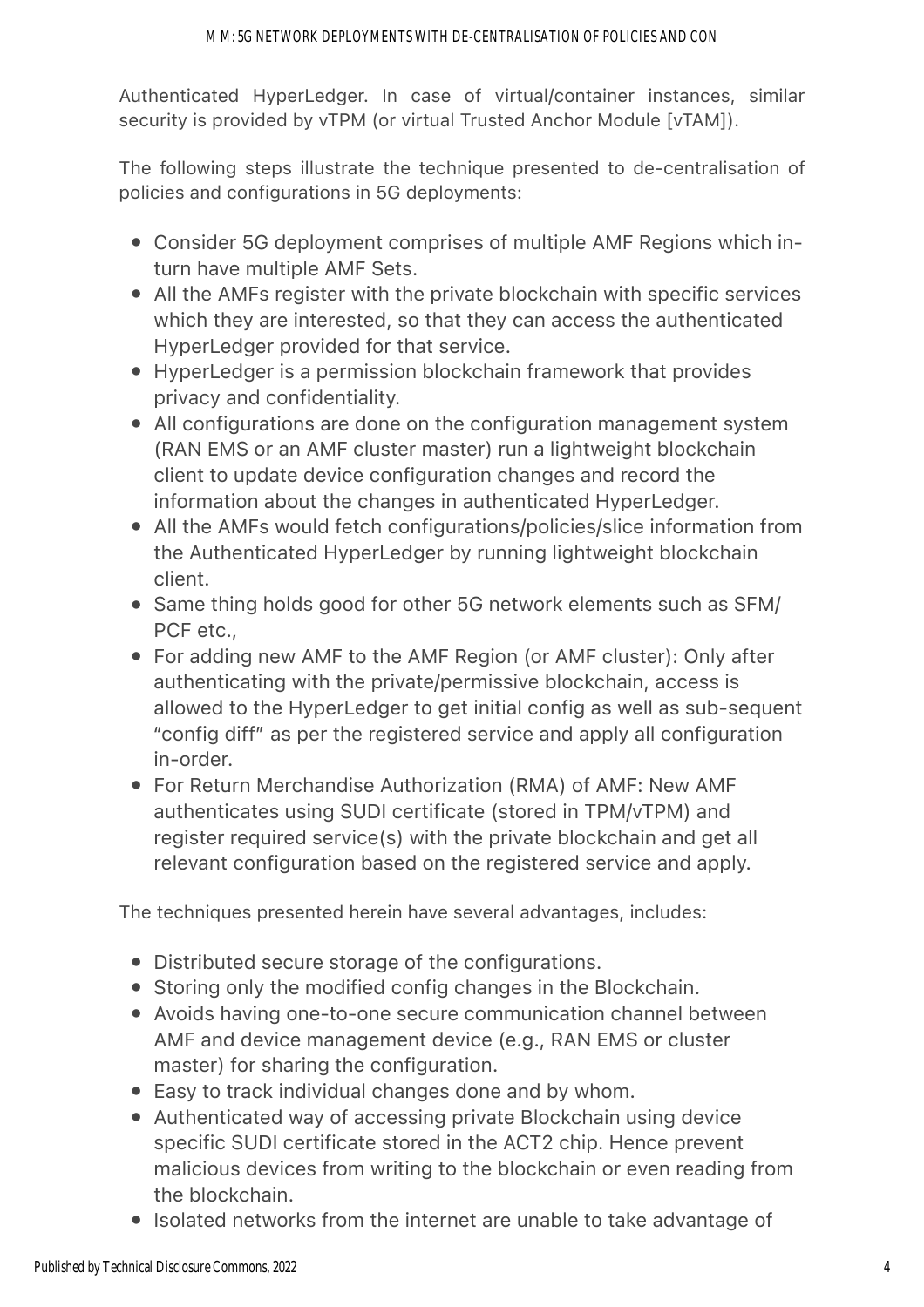Authenticated HyperLedger. In case of virtual/container instances, similar security is provided by vTPM (or virtual Trusted Anchor Module [vTAM]).

The following steps illustrate the technique presented to de-centralisation of policies and configurations in 5G deployments:

- Consider 5G deployment comprises of multiple AMF Regions which in-turn have multiple AMF Sets.
- All the AMFs register with the private blockchain with specific services which they are interested, so that they can access the authenticated HyperLedger provided for that service.
- HyperLedger is a permission blockchain framework that provides privacy and confidentiality.
- All configurations are done on the configuration management system (RAN EMS or an AMF cluster master) run a lightweight blockchain client to update device configuration changes and record the information about the changes in authenticated HyperLedger.
- All the AMFs would fetch configurations/policies/slice information from the Authenticated HyperLedger by running lightweight blockchain client.
- Same thing holds good for other 5G network elements such as SFM/ PCF etc.,
- For adding new AMF to the AMF Region (or AMF cluster): Only after authenticating with the private/permissive blockchain, access is allowed to the HyperLedger to get initial config as well as sub-sequent "config diff" as per the registered service and apply all configuration in-order.
- For Return Merchandise Authorization (RMA) of AMF: New AMF authenticates using SUDI certificate (stored in TPM/vTPM) and register required service(s) with the private blockchain and get all relevant configuration based on the registered service and apply.

The techniques presented herein have several advantages, includes:

- Distributed secure storage of the configurations.
- Storing only the modified config changes in the Blockchain.
- Avoids having one-to-one secure communication channel between AMF and device management device (e.g., RAN EMS or cluster master) for sharing the configuration.
- Easy to track individual changes done and by whom.
- Authenticated way of accessing private Blockchain using device specific SUDI certificate stored in the ACT2 chip. Hence prevent malicious devices from writing to the blockchain or even reading from the blockchain.
- Isolated networks from the internet are unable to take advantage of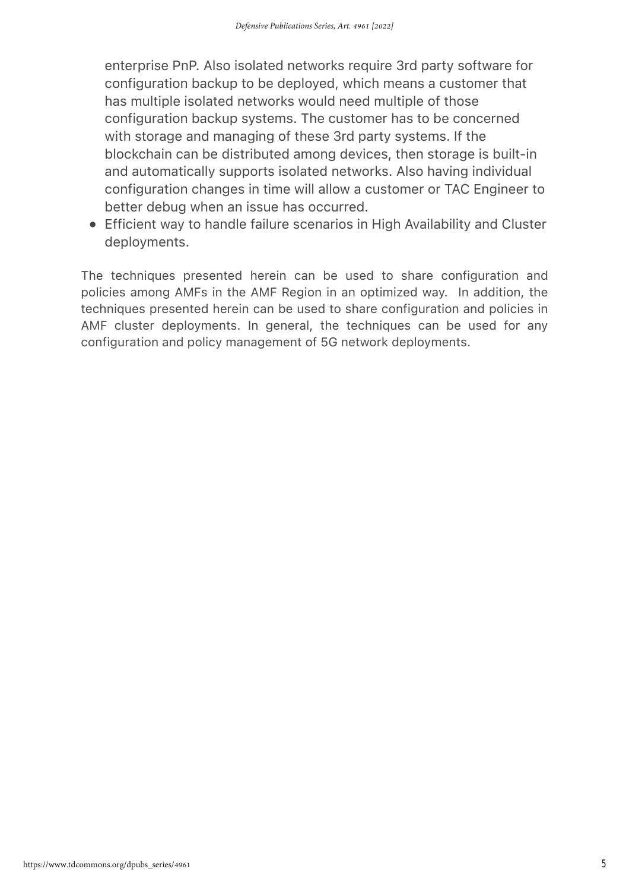enterprise PnP. Also isolated networks require 3rd party software for configuration backup to be deployed, which means a customer that has multiple isolated networks would need multiple of those configuration backup systems. The customer has to be concerned with storage and managing of these 3rd party systems. If the blockchain can be distributed among devices, then storage is built-in and automatically supports isolated networks. Also having individual configuration changes in time will allow a customer or TAC Engineer to better debug when an issue has occurred.
- Efficient way to handle failure scenarios in High Availability and Cluster deployments.

The techniques presented herein can be used to share configuration and policies among AMFs in the AMF Region in an optimized way. In addition, the techniques presented herein can be used to share configuration and policies in AMF cluster deployments. In general, the techniques can be used for any configuration and policy management of 5G network deployments.